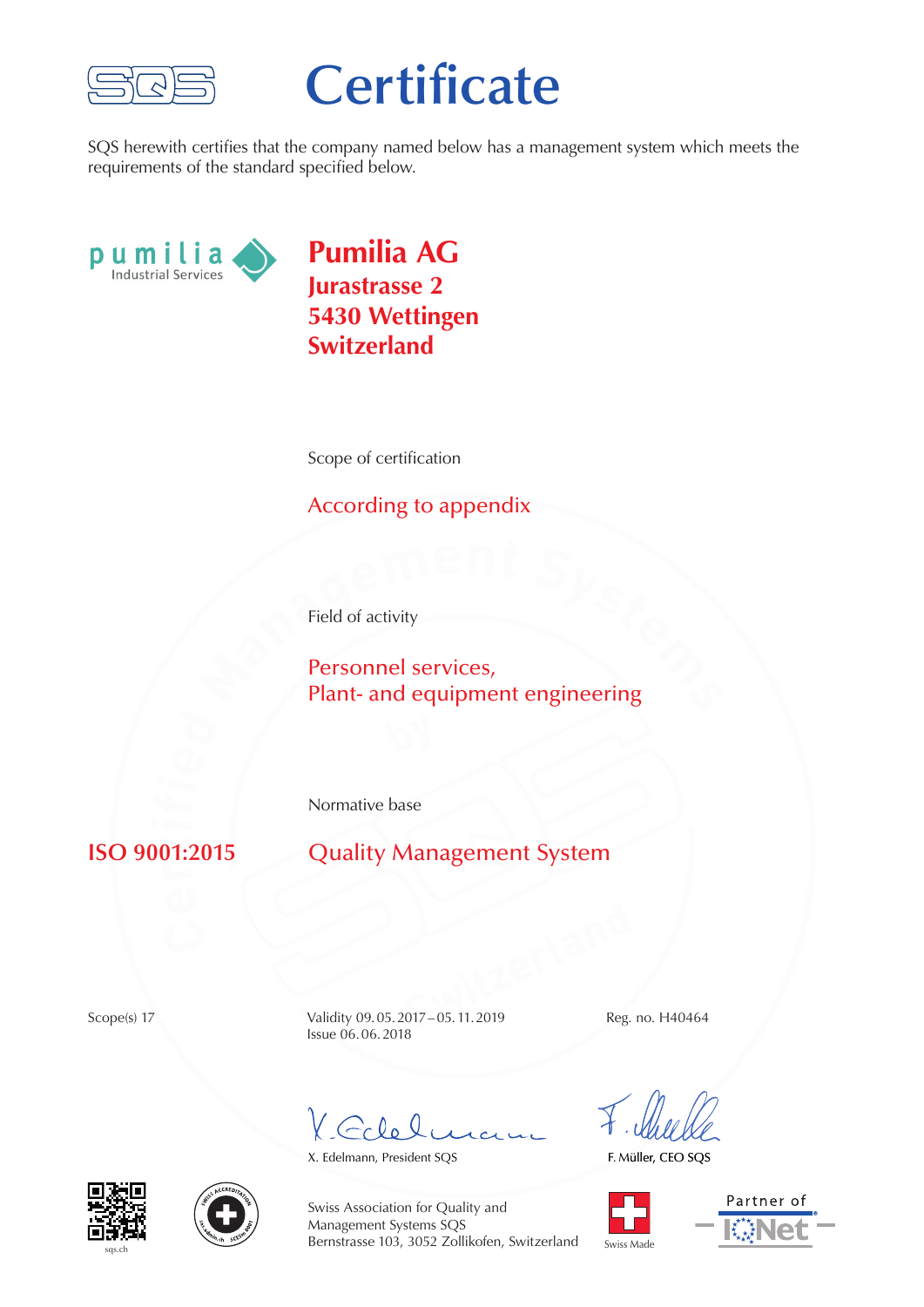SQS

# Certificate

SQS herewith certifies that the company named below has a management system which meets the requirements of the standard specified below.

pumilia
Industrial Services

## Pumilia AG
**Jurastrasse 2**
**5430 Wettingen**
**Switzerland**

Scope of certification

According to appendix

Field of activity

Personnel services,
Plant- and equipment engineering

Normative base

**ISO 9001:2015** Quality Management System

Scope(s) 17

Validity 09. 05. 2017 – 05. 11. 2019
Issue 06. 06. 2018

Reg. no. H40464

X. Edelmann, President SQS

F. Müller, CEO SQS

sqs.ch

Swiss Association for Quality and Management Systems SQS
Bernstrasse 103, 3052 Zollikofen, Switzerland

Swiss Made

Partner of IQNet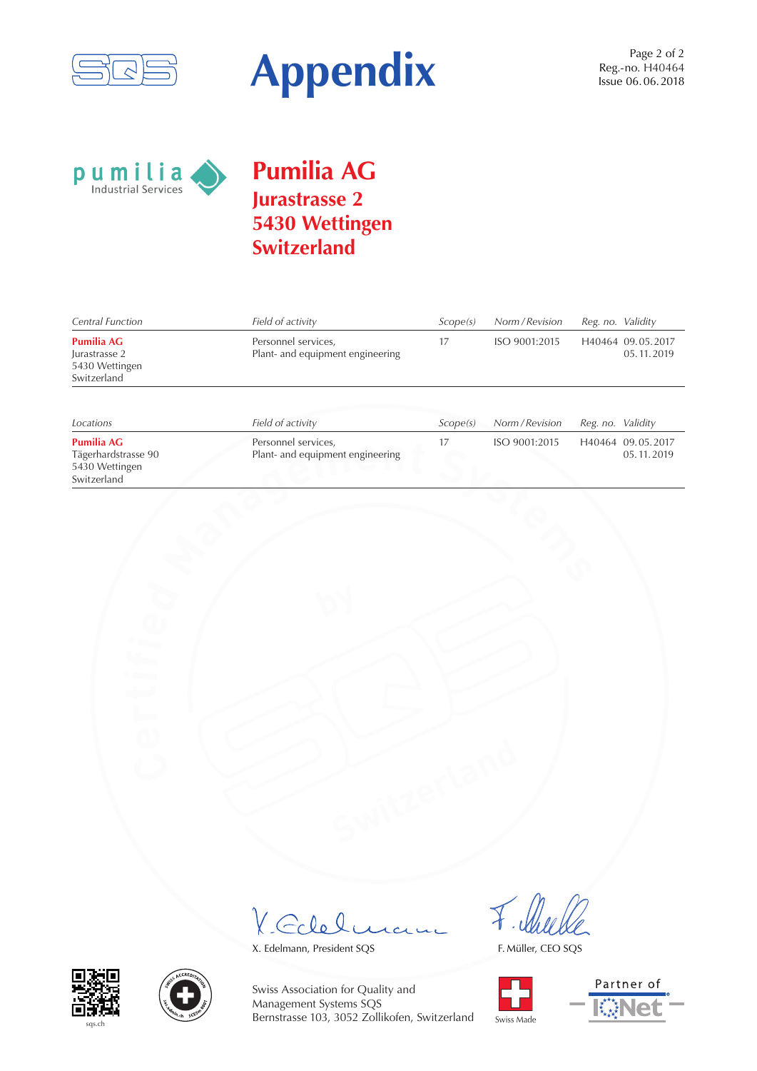# Appendix

Reg.-no. H40464
Issue 06.06.2018

pumilia
Industrial Services

## Pumilia AG
## Jurastrasse 2
## 5430 Wettingen
## Switzerland

| *Central Function* | *Field of activity* | *Scope(s)* | *Norm / Revision* | *Reg. no.* | *Validity* |
|---|---|---|---|---|---|
| **Pumilia AG** Jurastrasse 2 5430 Wettingen Switzerland | Personnel services, Plant- and equipment engineering | 17 | ISO 9001:2015 | H40464 | 09.05.2017 05.11.2019 |

| *Locations* | *Field of activity* | *Scope(s)* | *Norm / Revision* | *Reg. no.* | *Validity* |
|---|---|---|---|---|---|
| **Pumilia AG** Tägerhardstrasse 90 5430 Wettingen Switzerland | Personnel services, Plant- and equipment engineering | 17 | ISO 9001:2015 | H40464 | 09.05.2017 05.11.2019 |

X. Edelmann, President SQS

F. Müller, CEO SQS

sqs.ch

Swiss Association for Quality and
Management Systems SQS
Bernstrasse 103, 3052 Zollikofen, Switzerland

Swiss Made

Partner of IQNet